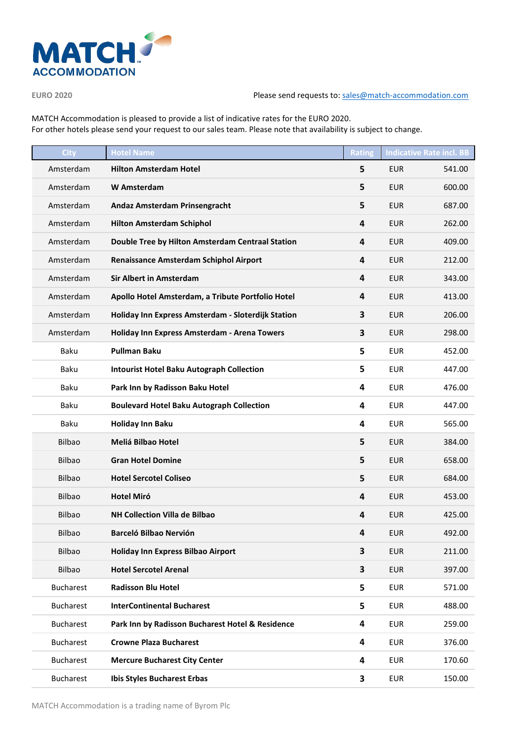MATCH ACCOMMODATION

EURO 2020

Please send requests to: sales@match-accommodation.com

MATCH Accommodation is pleased to provide a list of indicative rates for the EURO 2020.
For other hotels please send your request to our sales team. Please note that availability is subject to change.

| City | Hotel Name | Rating | Indicative Rate incl. BB | |
|---|---|---|---|---|
| Amsterdam | **Hilton Amsterdam Hotel** | **5** | EUR | 541.00 |
| Amsterdam | **W Amsterdam** | **5** | EUR | 600.00 |
| Amsterdam | **Andaz Amsterdam Prinsengracht** | **5** | EUR | 687.00 |
| Amsterdam | **Hilton Amsterdam Schiphol** | **4** | EUR | 262.00 |
| Amsterdam | **Double Tree by Hilton Amsterdam Centraal Station** | **4** | EUR | 409.00 |
| Amsterdam | **Renaissance Amsterdam Schiphol Airport** | **4** | EUR | 212.00 |
| Amsterdam | **Sir Albert in Amsterdam** | **4** | EUR | 343.00 |
| Amsterdam | **Apollo Hotel Amsterdam, a Tribute Portfolio Hotel** | **4** | EUR | 413.00 |
| Amsterdam | **Holiday Inn Express Amsterdam - Sloterdijk Station** | **3** | EUR | 206.00 |
| Amsterdam | **Holiday Inn Express Amsterdam - Arena Towers** | **3** | EUR | 298.00 |
| Baku | **Pullman Baku** | **5** | EUR | 452.00 |
| Baku | **Intourist Hotel Baku Autograph Collection** | **5** | EUR | 447.00 |
| Baku | **Park Inn by Radisson Baku Hotel** | **4** | EUR | 476.00 |
| Baku | **Boulevard Hotel Baku Autograph Collection** | **4** | EUR | 447.00 |
| Baku | **Holiday Inn Baku** | **4** | EUR | 565.00 |
| Bilbao | **Meliá Bilbao Hotel** | **5** | EUR | 384.00 |
| Bilbao | **Gran Hotel Domine** | **5** | EUR | 658.00 |
| Bilbao | **Hotel Sercotel Coliseo** | **5** | EUR | 684.00 |
| Bilbao | **Hotel Miró** | **4** | EUR | 453.00 |
| Bilbao | **NH Collection Villa de Bilbao** | **4** | EUR | 425.00 |
| Bilbao | **Barceló Bilbao Nervión** | **4** | EUR | 492.00 |
| Bilbao | **Holiday Inn Express Bilbao Airport** | **3** | EUR | 211.00 |
| Bilbao | **Hotel Sercotel Arenal** | **3** | EUR | 397.00 |
| Bucharest | **Radisson Blu Hotel** | **5** | EUR | 571.00 |
| Bucharest | **InterContinental Bucharest** | **5** | EUR | 488.00 |
| Bucharest | **Park Inn by Radisson Bucharest Hotel & Residence** | **4** | EUR | 259.00 |
| Bucharest | **Crowne Plaza Bucharest** | **4** | EUR | 376.00 |
| Bucharest | **Mercure Bucharest City Center** | **4** | EUR | 170.60 |
| Bucharest | **Ibis Styles Bucharest Erbas** | **3** | EUR | 150.00 |

MATCH Accommodation is a trading name of Byrom Plc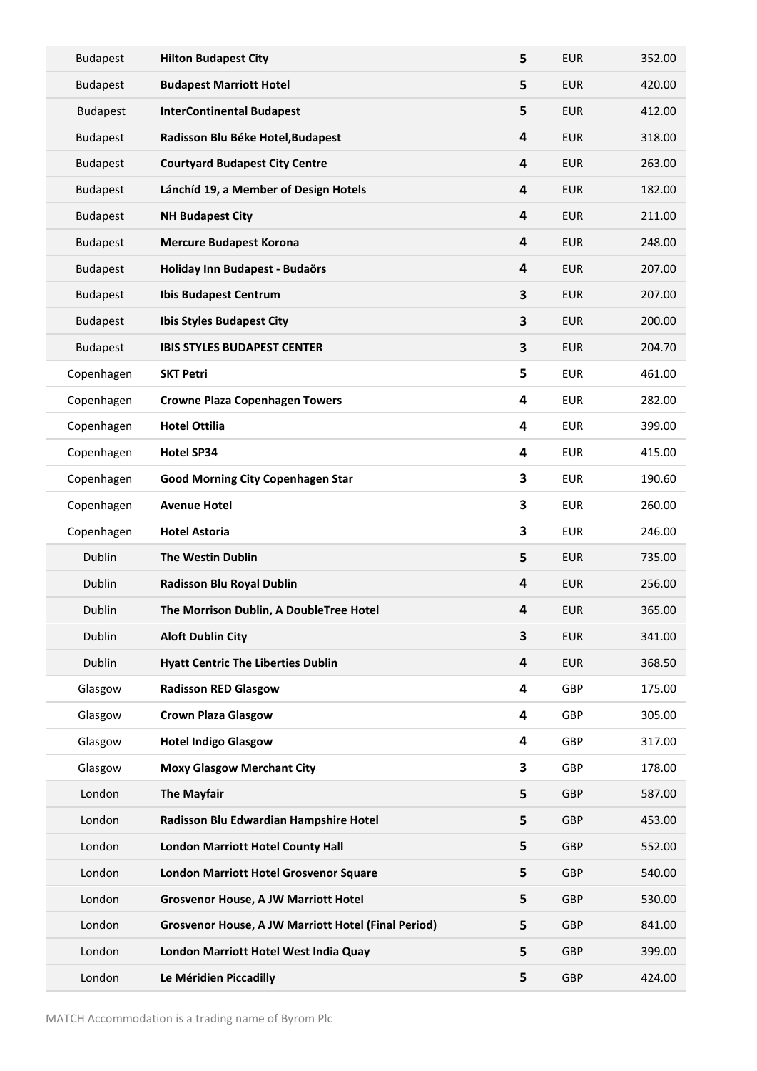| | | | | |
|---|---|---|---|---|
| Budapest | **Hilton Budapest City** | 5 | EUR | 352.00 |
| Budapest | **Budapest Marriott Hotel** | 5 | EUR | 420.00 |
| Budapest | **InterContinental Budapest** | 5 | EUR | 412.00 |
| Budapest | **Radisson Blu Béke Hotel,Budapest** | 4 | EUR | 318.00 |
| Budapest | **Courtyard Budapest City Centre** | 4 | EUR | 263.00 |
| Budapest | **Lánchíd 19, a Member of Design Hotels** | 4 | EUR | 182.00 |
| Budapest | **NH Budapest City** | 4 | EUR | 211.00 |
| Budapest | **Mercure Budapest Korona** | 4 | EUR | 248.00 |
| Budapest | **Holiday Inn Budapest - Budaörs** | 4 | EUR | 207.00 |
| Budapest | **Ibis Budapest Centrum** | 3 | EUR | 207.00 |
| Budapest | **Ibis Styles Budapest City** | 3 | EUR | 200.00 |
| Budapest | **IBIS STYLES BUDAPEST CENTER** | 3 | EUR | 204.70 |
| Copenhagen | **SKT Petri** | 5 | EUR | 461.00 |
| Copenhagen | **Crowne Plaza Copenhagen Towers** | 4 | EUR | 282.00 |
| Copenhagen | **Hotel Ottilia** | 4 | EUR | 399.00 |
| Copenhagen | **Hotel SP34** | 4 | EUR | 415.00 |
| Copenhagen | **Good Morning City Copenhagen Star** | 3 | EUR | 190.60 |
| Copenhagen | **Avenue Hotel** | 3 | EUR | 260.00 |
| Copenhagen | **Hotel Astoria** | 3 | EUR | 246.00 |
| Dublin | **The Westin Dublin** | 5 | EUR | 735.00 |
| Dublin | **Radisson Blu Royal Dublin** | 4 | EUR | 256.00 |
| Dublin | **The Morrison Dublin, A DoubleTree Hotel** | 4 | EUR | 365.00 |
| Dublin | **Aloft Dublin City** | 3 | EUR | 341.00 |
| Dublin | **Hyatt Centric The Liberties Dublin** | 4 | EUR | 368.50 |
| Glasgow | **Radisson RED Glasgow** | 4 | GBP | 175.00 |
| Glasgow | **Crown Plaza Glasgow** | 4 | GBP | 305.00 |
| Glasgow | **Hotel Indigo Glasgow** | 4 | GBP | 317.00 |
| Glasgow | **Moxy Glasgow Merchant City** | 3 | GBP | 178.00 |
| London | **The Mayfair** | 5 | GBP | 587.00 |
| London | **Radisson Blu Edwardian Hampshire Hotel** | 5 | GBP | 453.00 |
| London | **London Marriott Hotel County Hall** | 5 | GBP | 552.00 |
| London | **London Marriott Hotel Grosvenor Square** | 5 | GBP | 540.00 |
| London | **Grosvenor House, A JW Marriott Hotel** | 5 | GBP | 530.00 |
| London | **Grosvenor House, A JW Marriott Hotel (Final Period)** | 5 | GBP | 841.00 |
| London | **London Marriott Hotel West India Quay** | 5 | GBP | 399.00 |
| London | **Le Méridien Piccadilly** | 5 | GBP | 424.00 |

MATCH Accommodation is a trading name of Byrom Plc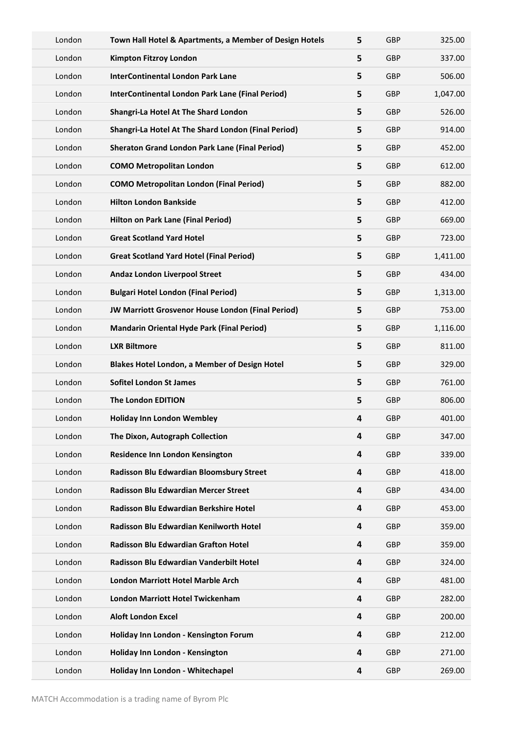| | | | | |
|---|---|---|---|---|
| London | **Town Hall Hotel & Apartments, a Member of Design Hotels** | **5** | GBP | 325.00 |
| London | **Kimpton Fitzroy London** | **5** | GBP | 337.00 |
| London | **InterContinental London Park Lane** | **5** | GBP | 506.00 |
| London | **InterContinental London Park Lane (Final Period)** | **5** | GBP | 1,047.00 |
| London | **Shangri-La Hotel At The Shard London** | **5** | GBP | 526.00 |
| London | **Shangri-La Hotel At The Shard London (Final Period)** | **5** | GBP | 914.00 |
| London | **Sheraton Grand London Park Lane (Final Period)** | **5** | GBP | 452.00 |
| London | **COMO Metropolitan London** | **5** | GBP | 612.00 |
| London | **COMO Metropolitan London (Final Period)** | **5** | GBP | 882.00 |
| London | **Hilton London Bankside** | **5** | GBP | 412.00 |
| London | **Hilton on Park Lane (Final Period)** | **5** | GBP | 669.00 |
| London | **Great Scotland Yard Hotel** | **5** | GBP | 723.00 |
| London | **Great Scotland Yard Hotel (Final Period)** | **5** | GBP | 1,411.00 |
| London | **Andaz London Liverpool Street** | **5** | GBP | 434.00 |
| London | **Bulgari Hotel London (Final Period)** | **5** | GBP | 1,313.00 |
| London | **JW Marriott Grosvenor House London (Final Period)** | **5** | GBP | 753.00 |
| London | **Mandarin Oriental Hyde Park (Final Period)** | **5** | GBP | 1,116.00 |
| London | **LXR Biltmore** | **5** | GBP | 811.00 |
| London | **Blakes Hotel London, a Member of Design Hotel** | **5** | GBP | 329.00 |
| London | **Sofitel London St James** | **5** | GBP | 761.00 |
| London | **The London EDITION** | **5** | GBP | 806.00 |
| London | **Holiday Inn London Wembley** | **4** | GBP | 401.00 |
| London | **The Dixon, Autograph Collection** | **4** | GBP | 347.00 |
| London | **Residence Inn London Kensington** | **4** | GBP | 339.00 |
| London | **Radisson Blu Edwardian Bloomsbury Street** | **4** | GBP | 418.00 |
| London | **Radisson Blu Edwardian Mercer Street** | **4** | GBP | 434.00 |
| London | **Radisson Blu Edwardian Berkshire Hotel** | **4** | GBP | 453.00 |
| London | **Radisson Blu Edwardian Kenilworth Hotel** | **4** | GBP | 359.00 |
| London | **Radisson Blu Edwardian Grafton Hotel** | **4** | GBP | 359.00 |
| London | **Radisson Blu Edwardian Vanderbilt Hotel** | **4** | GBP | 324.00 |
| London | **London Marriott Hotel Marble Arch** | **4** | GBP | 481.00 |
| London | **London Marriott Hotel Twickenham** | **4** | GBP | 282.00 |
| London | **Aloft London Excel** | **4** | GBP | 200.00 |
| London | **Holiday Inn London - Kensington Forum** | **4** | GBP | 212.00 |
| London | **Holiday Inn London - Kensington** | **4** | GBP | 271.00 |
| London | **Holiday Inn London - Whitechapel** | **4** | GBP | 269.00 |

MATCH Accommodation is a trading name of Byrom Plc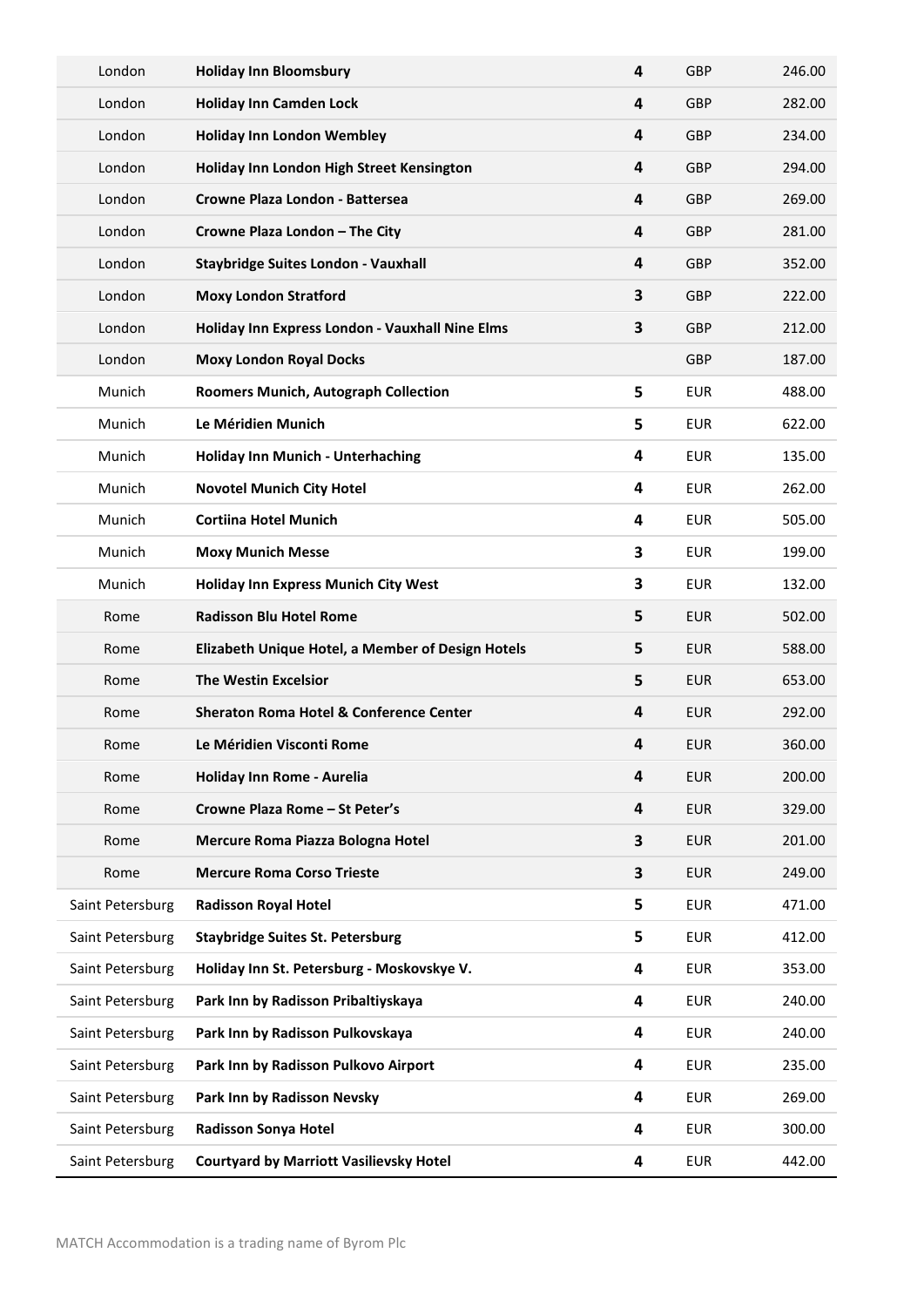| | | | | |
|---|---|---|---|---|
| London | **Holiday Inn Bloomsbury** | **4** | GBP | 246.00 |
| London | **Holiday Inn Camden Lock** | **4** | GBP | 282.00 |
| London | **Holiday Inn London Wembley** | **4** | GBP | 234.00 |
| London | **Holiday Inn London High Street Kensington** | **4** | GBP | 294.00 |
| London | **Crowne Plaza London - Battersea** | **4** | GBP | 269.00 |
| London | **Crowne Plaza London – The City** | **4** | GBP | 281.00 |
| London | **Staybridge Suites London - Vauxhall** | **4** | GBP | 352.00 |
| London | **Moxy London Stratford** | **3** | GBP | 222.00 |
| London | **Holiday Inn Express London - Vauxhall Nine Elms** | **3** | GBP | 212.00 |
| London | **Moxy London Royal Docks** | | GBP | 187.00 |
| Munich | **Roomers Munich, Autograph Collection** | **5** | EUR | 488.00 |
| Munich | **Le Méridien Munich** | **5** | EUR | 622.00 |
| Munich | **Holiday Inn Munich - Unterhaching** | **4** | EUR | 135.00 |
| Munich | **Novotel Munich City Hotel** | **4** | EUR | 262.00 |
| Munich | **Cortiina Hotel Munich** | **4** | EUR | 505.00 |
| Munich | **Moxy Munich Messe** | **3** | EUR | 199.00 |
| Munich | **Holiday Inn Express Munich City West** | **3** | EUR | 132.00 |
| Rome | **Radisson Blu Hotel Rome** | **5** | EUR | 502.00 |
| Rome | **Elizabeth Unique Hotel, a Member of Design Hotels** | **5** | EUR | 588.00 |
| Rome | **The Westin Excelsior** | **5** | EUR | 653.00 |
| Rome | **Sheraton Roma Hotel & Conference Center** | **4** | EUR | 292.00 |
| Rome | **Le Méridien Visconti Rome** | **4** | EUR | 360.00 |
| Rome | **Holiday Inn Rome - Aurelia** | **4** | EUR | 200.00 |
| Rome | **Crowne Plaza Rome – St Peter's** | **4** | EUR | 329.00 |
| Rome | **Mercure Roma Piazza Bologna Hotel** | **3** | EUR | 201.00 |
| Rome | **Mercure Roma Corso Trieste** | **3** | EUR | 249.00 |
| Saint Petersburg | **Radisson Royal Hotel** | **5** | EUR | 471.00 |
| Saint Petersburg | **Staybridge Suites St. Petersburg** | **5** | EUR | 412.00 |
| Saint Petersburg | **Holiday Inn St. Petersburg - Moskovskye V.** | **4** | EUR | 353.00 |
| Saint Petersburg | **Park Inn by Radisson Pribaltiyskaya** | **4** | EUR | 240.00 |
| Saint Petersburg | **Park Inn by Radisson Pulkovskaya** | **4** | EUR | 240.00 |
| Saint Petersburg | **Park Inn by Radisson Pulkovo Airport** | **4** | EUR | 235.00 |
| Saint Petersburg | **Park Inn by Radisson Nevsky** | **4** | EUR | 269.00 |
| Saint Petersburg | **Radisson Sonya Hotel** | **4** | EUR | 300.00 |
| Saint Petersburg | **Courtyard by Marriott Vasilievsky Hotel** | **4** | EUR | 442.00 |

MATCH Accommodation is a trading name of Byrom Plc